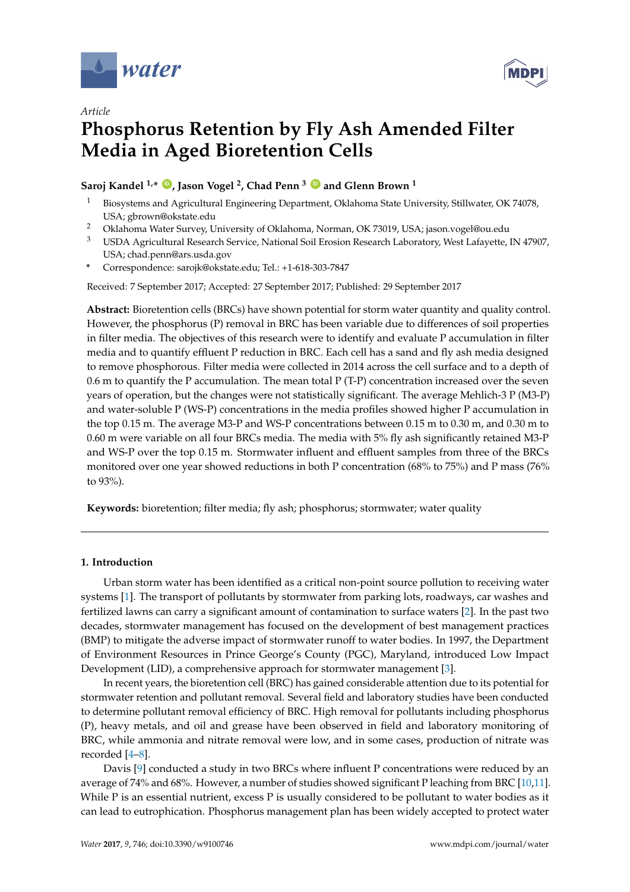*Article*

# Phosphorus Retention by Fly Ash Amended Filter Media in Aged Bioretention Cells

**Saroj Kandel [1,*], Jason Vogel [2], Chad Penn [3] and Glenn Brown [1]**

[1] Biosystems and Agricultural Engineering Department, Oklahoma State University, Stillwater, OK 74078, USA; gbrown@okstate.edu

[2] Oklahoma Water Survey, University of Oklahoma, Norman, OK 73019, USA; jason.vogel@ou.edu

[3] USDA Agricultural Research Service, National Soil Erosion Research Laboratory, West Lafayette, IN 47907, USA; chad.penn@ars.usda.gov

[*] Correspondence: sarojk@okstate.edu; Tel.: +1-618-303-7847

Received: 7 September 2017; Accepted: 27 September 2017; Published: 29 September 2017

**Abstract:** Bioretention cells (BRCs) have shown potential for storm water quantity and quality control. However, the phosphorus (P) removal in BRC has been variable due to differences of soil properties in filter media. The objectives of this research were to identify and evaluate P accumulation in filter media and to quantify effluent P reduction in BRC. Each cell has a sand and fly ash media designed to remove phosphorous. Filter media were collected in 2014 across the cell surface and to a depth of 0.6 m to quantify the P accumulation. The mean total P (T-P) concentration increased over the seven years of operation, but the changes were not statistically significant. The average Mehlich-3 P (M3-P) and water-soluble P (WS-P) concentrations in the media profiles showed higher P accumulation in the top 0.15 m. The average M3-P and WS-P concentrations between 0.15 m to 0.30 m, and 0.30 m to 0.60 m were variable on all four BRCs media. The media with 5% fly ash significantly retained M3-P and WS-P over the top 0.15 m. Stormwater influent and effluent samples from three of the BRCs monitored over one year showed reductions in both P concentration (68% to 75%) and P mass (76% to 93%).

**Keywords:** bioretention; filter media; fly ash; phosphorus; stormwater; water quality

## 1. Introduction

Urban storm water has been identified as a critical non-point source pollution to receiving water systems [1]. The transport of pollutants by stormwater from parking lots, roadways, car washes and fertilized lawns can carry a significant amount of contamination to surface waters [2]. In the past two decades, stormwater management has focused on the development of best management practices (BMP) to mitigate the adverse impact of stormwater runoff to water bodies. In 1997, the Department of Environment Resources in Prince George's County (PGC), Maryland, introduced Low Impact Development (LID), a comprehensive approach for stormwater management [3].

In recent years, the bioretention cell (BRC) has gained considerable attention due to its potential for stormwater retention and pollutant removal. Several field and laboratory studies have been conducted to determine pollutant removal efficiency of BRC. High removal for pollutants including phosphorus (P), heavy metals, and oil and grease have been observed in field and laboratory monitoring of BRC, while ammonia and nitrate removal were low, and in some cases, production of nitrate was recorded [4–8].

Davis [9] conducted a study in two BRCs where influent P concentrations were reduced by an average of 74% and 68%. However, a number of studies showed significant P leaching from BRC [10,11]. While P is an essential nutrient, excess P is usually considered to be pollutant to water bodies as it can lead to eutrophication. Phosphorus management plan has been widely accepted to protect water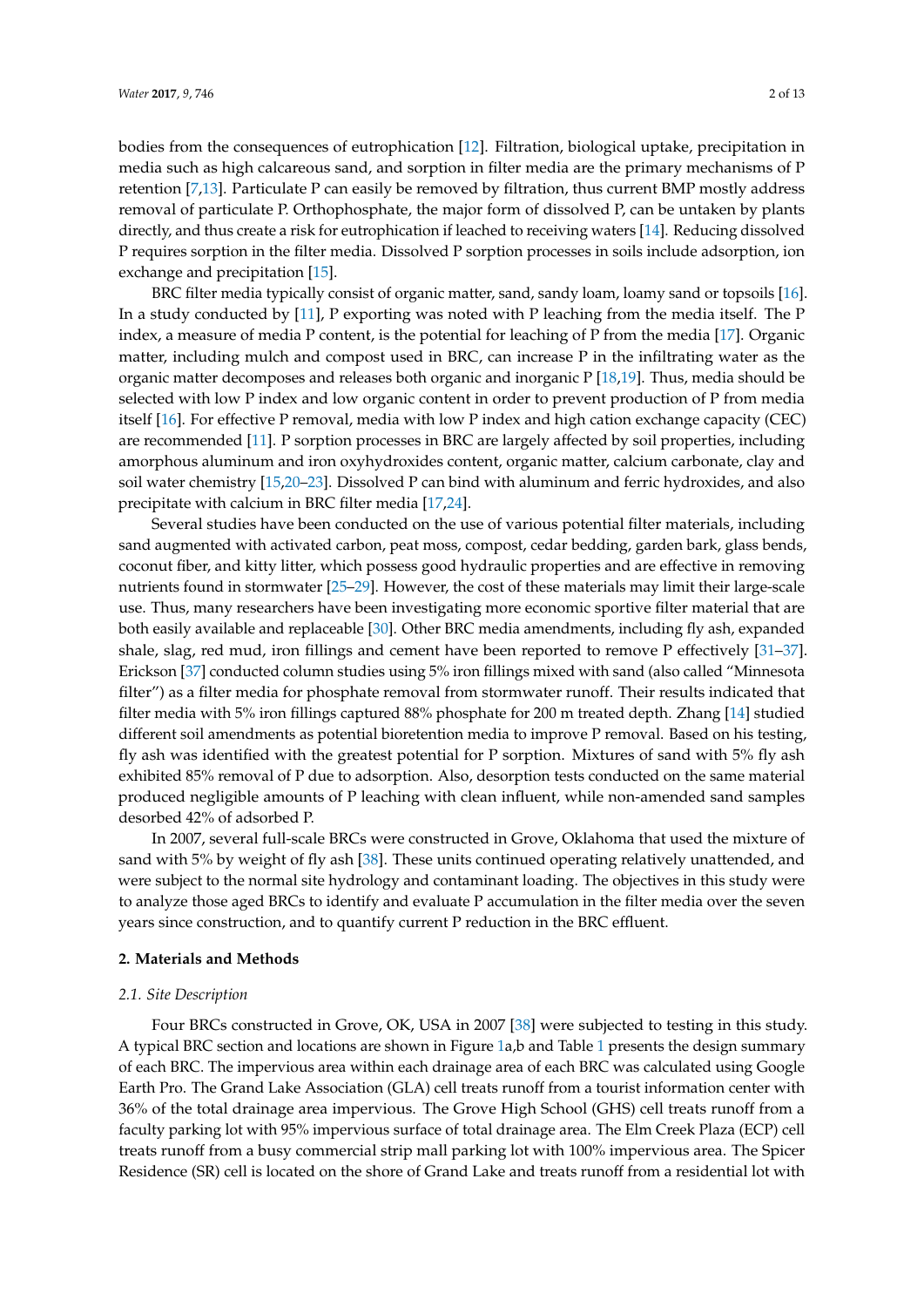bodies from the consequences of eutrophication [12]. Filtration, biological uptake, precipitation in media such as high calcareous sand, and sorption in filter media are the primary mechanisms of P retention [7,13]. Particulate P can easily be removed by filtration, thus current BMP mostly address removal of particulate P. Orthophosphate, the major form of dissolved P, can be untaken by plants directly, and thus create a risk for eutrophication if leached to receiving waters [14]. Reducing dissolved P requires sorption in the filter media. Dissolved P sorption processes in soils include adsorption, ion exchange and precipitation [15].

BRC filter media typically consist of organic matter, sand, sandy loam, loamy sand or topsoils [16]. In a study conducted by [11], P exporting was noted with P leaching from the media itself. The P index, a measure of media P content, is the potential for leaching of P from the media [17]. Organic matter, including mulch and compost used in BRC, can increase P in the infiltrating water as the organic matter decomposes and releases both organic and inorganic P [18,19]. Thus, media should be selected with low P index and low organic content in order to prevent production of P from media itself [16]. For effective P removal, media with low P index and high cation exchange capacity (CEC) are recommended [11]. P sorption processes in BRC are largely affected by soil properties, including amorphous aluminum and iron oxyhydroxides content, organic matter, calcium carbonate, clay and soil water chemistry [15,20–23]. Dissolved P can bind with aluminum and ferric hydroxides, and also precipitate with calcium in BRC filter media [17,24].

Several studies have been conducted on the use of various potential filter materials, including sand augmented with activated carbon, peat moss, compost, cedar bedding, garden bark, glass bends, coconut fiber, and kitty litter, which possess good hydraulic properties and are effective in removing nutrients found in stormwater [25–29]. However, the cost of these materials may limit their large-scale use. Thus, many researchers have been investigating more economic sportive filter material that are both easily available and replaceable [30]. Other BRC media amendments, including fly ash, expanded shale, slag, red mud, iron fillings and cement have been reported to remove P effectively [31–37]. Erickson [37] conducted column studies using 5% iron fillings mixed with sand (also called "Minnesota filter") as a filter media for phosphate removal from stormwater runoff. Their results indicated that filter media with 5% iron fillings captured 88% phosphate for 200 m treated depth. Zhang [14] studied different soil amendments as potential bioretention media to improve P removal. Based on his testing, fly ash was identified with the greatest potential for P sorption. Mixtures of sand with 5% fly ash exhibited 85% removal of P due to adsorption. Also, desorption tests conducted on the same material produced negligible amounts of P leaching with clean influent, while non-amended sand samples desorbed 42% of adsorbed P.

In 2007, several full-scale BRCs were constructed in Grove, Oklahoma that used the mixture of sand with 5% by weight of fly ash [38]. These units continued operating relatively unattended, and were subject to the normal site hydrology and contaminant loading. The objectives in this study were to analyze those aged BRCs to identify and evaluate P accumulation in the filter media over the seven years since construction, and to quantify current P reduction in the BRC effluent.

## 2. Materials and Methods

### *2.1. Site Description*

Four BRCs constructed in Grove, OK, USA in 2007 [38] were subjected to testing in this study. A typical BRC section and locations are shown in Figure 1a,b and Table 1 presents the design summary of each BRC. The impervious area within each drainage area of each BRC was calculated using Google Earth Pro. The Grand Lake Association (GLA) cell treats runoff from a tourist information center with 36% of the total drainage area impervious. The Grove High School (GHS) cell treats runoff from a faculty parking lot with 95% impervious surface of total drainage area. The Elm Creek Plaza (ECP) cell treats runoff from a busy commercial strip mall parking lot with 100% impervious area. The Spicer Residence (SR) cell is located on the shore of Grand Lake and treats runoff from a residential lot with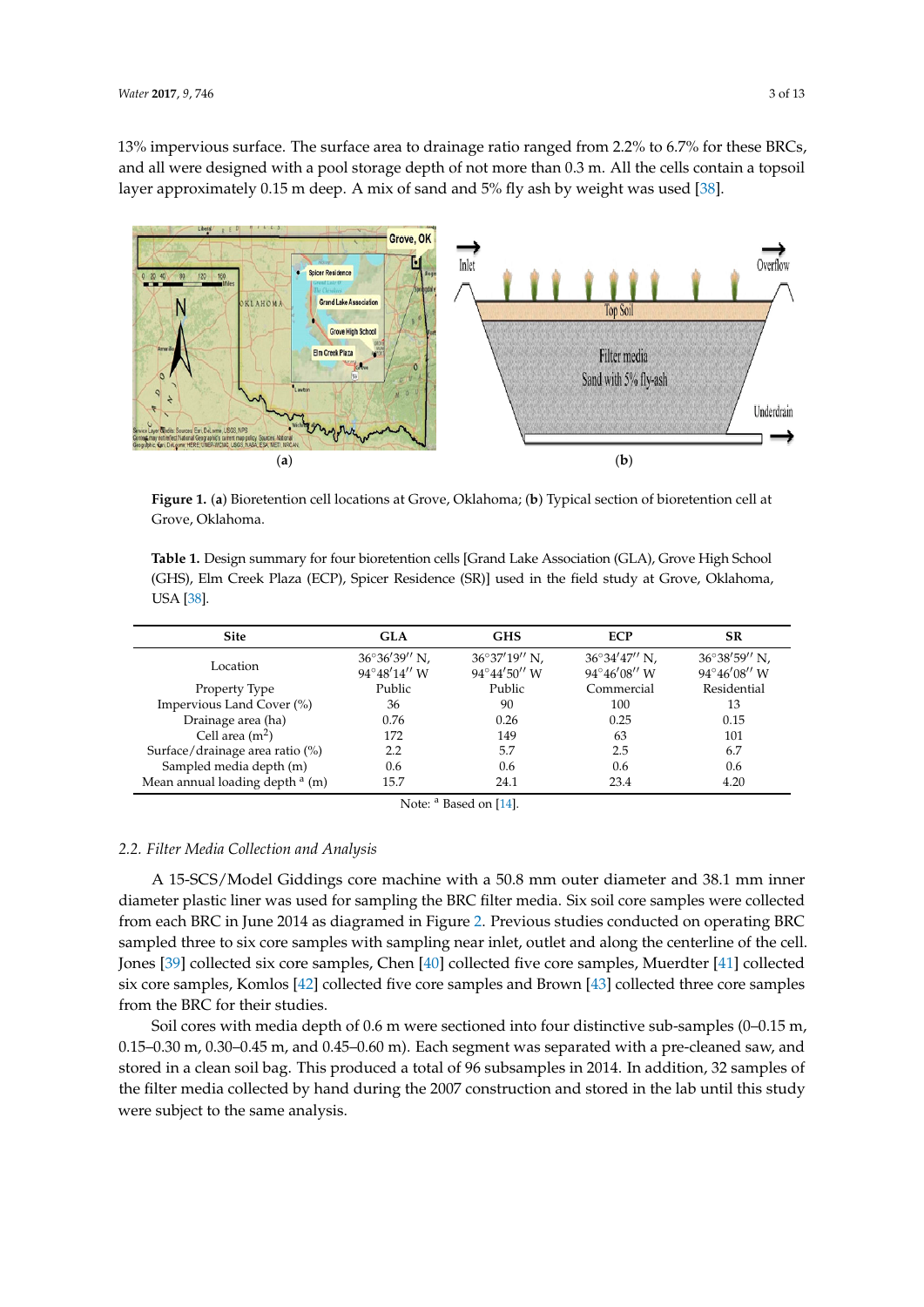13% impervious surface. The surface area to drainage ratio ranged from 2.2% to 6.7% for these BRCs, and all were designed with a pool storage depth of not more than 0.3 m. All the cells contain a topsoil layer approximately 0.15 m deep. A mix of sand and 5% fly ash by weight was used [38].

**Figure 1.** (**a**) Bioretention cell locations at Grove, Oklahoma; (**b**) Typical section of bioretention cell at Grove, Oklahoma.

**Table 1.** Design summary for four bioretention cells [Grand Lake Association (GLA), Grove High School (GHS), Elm Creek Plaza (ECP), Spicer Residence (SR)] used in the field study at Grove, Oklahoma, USA [38].

| Site | GLA | GHS | ECP | SR |
|---|---|---|---|---|
| Location | 36°36′39″ N, 94°48′14″ W | 36°37′19″ N, 94°44′50″ W | 36°34′47″ N, 94°46′08″ W | 36°38′59″ N, 94°46′08″ W |
| Property Type | Public | Public | Commercial | Residential |
| Impervious Land Cover (%) | 36 | 90 | 100 | 13 |
| Drainage area (ha) | 0.76 | 0.26 | 0.25 | 0.15 |
| Cell area ($m^2$) | 172 | 149 | 63 | 101 |
| Surface/drainage area ratio (%) | 2.2 | 5.7 | 2.5 | 6.7 |
| Sampled media depth (m) | 0.6 | 0.6 | 0.6 | 0.6 |
| Mean annual loading depth [a] (m) | 15.7 | 24.1 | 23.4 | 4.20 |

Note: [a] Based on [14].

### 2.2. Filter Media Collection and Analysis

A 15-SCS/Model Giddings core machine with a 50.8 mm outer diameter and 38.1 mm inner diameter plastic liner was used for sampling the BRC filter media. Six soil core samples were collected from each BRC in June 2014 as diagramed in Figure 2. Previous studies conducted on operating BRC sampled three to six core samples with sampling near inlet, outlet and along the centerline of the cell. Jones [39] collected six core samples, Chen [40] collected five core samples, Muerdter [41] collected six core samples, Komlos [42] collected five core samples and Brown [43] collected three core samples from the BRC for their studies.

Soil cores with media depth of 0.6 m were sectioned into four distinctive sub-samples (0–0.15 m, 0.15–0.30 m, 0.30–0.45 m, and 0.45–0.60 m). Each segment was separated with a pre-cleaned saw, and stored in a clean soil bag. This produced a total of 96 subsamples in 2014. In addition, 32 samples of the filter media collected by hand during the 2007 construction and stored in the lab until this study were subject to the same analysis.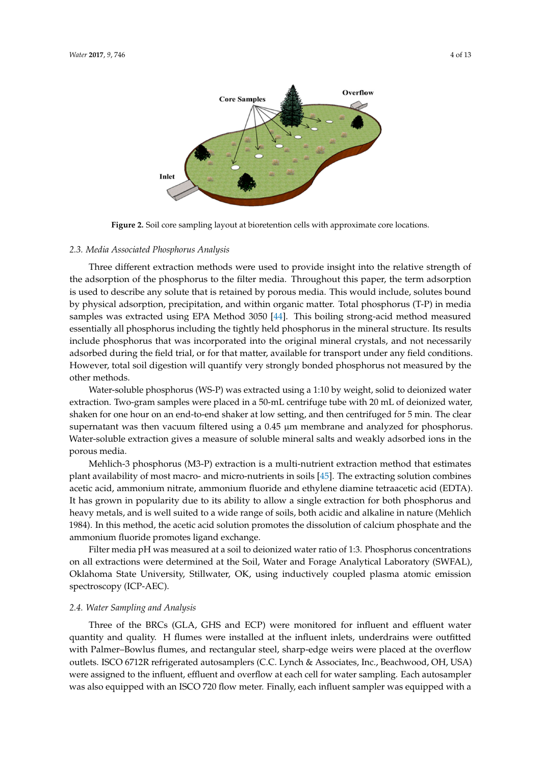**Figure 2.** Soil core sampling layout at bioretention cells with approximate core locations.

### 2.3. Media Associated Phosphorus Analysis

Three different extraction methods were used to provide insight into the relative strength of the adsorption of the phosphorus to the filter media. Throughout this paper, the term adsorption is used to describe any solute that is retained by porous media. This would include, solutes bound by physical adsorption, precipitation, and within organic matter. Total phosphorus (T-P) in media samples was extracted using EPA Method 3050 [44]. This boiling strong-acid method measured essentially all phosphorus including the tightly held phosphorus in the mineral structure. Its results include phosphorus that was incorporated into the original mineral crystals, and not necessarily adsorbed during the field trial, or for that matter, available for transport under any field conditions. However, total soil digestion will quantify very strongly bonded phosphorus not measured by the other methods.

Water-soluble phosphorus (WS-P) was extracted using a 1:10 by weight, solid to deionized water extraction. Two-gram samples were placed in a 50-mL centrifuge tube with 20 mL of deionized water, shaken for one hour on an end-to-end shaker at low setting, and then centrifuged for 5 min. The clear supernatant was then vacuum filtered using a 0.45 μm membrane and analyzed for phosphorus. Water-soluble extraction gives a measure of soluble mineral salts and weakly adsorbed ions in the porous media.

Mehlich-3 phosphorus (M3-P) extraction is a multi-nutrient extraction method that estimates plant availability of most macro- and micro-nutrients in soils [45]. The extracting solution combines acetic acid, ammonium nitrate, ammonium fluoride and ethylene diamine tetraacetic acid (EDTA). It has grown in popularity due to its ability to allow a single extraction for both phosphorus and heavy metals, and is well suited to a wide range of soils, both acidic and alkaline in nature (Mehlich 1984). In this method, the acetic acid solution promotes the dissolution of calcium phosphate and the ammonium fluoride promotes ligand exchange.

Filter media pH was measured at a soil to deionized water ratio of 1:3. Phosphorus concentrations on all extractions were determined at the Soil, Water and Forage Analytical Laboratory (SWFAL), Oklahoma State University, Stillwater, OK, using inductively coupled plasma atomic emission spectroscopy (ICP-AEC).

### 2.4. Water Sampling and Analysis

Three of the BRCs (GLA, GHS and ECP) were monitored for influent and effluent water quantity and quality. H flumes were installed at the influent inlets, underdrains were outfitted with Palmer–Bowlus flumes, and rectangular steel, sharp-edge weirs were placed at the overflow outlets. ISCO 6712R refrigerated autosamplers (C.C. Lynch & Associates, Inc., Beachwood, OH, USA) were assigned to the influent, effluent and overflow at each cell for water sampling. Each autosampler was also equipped with an ISCO 720 flow meter. Finally, each influent sampler was equipped with a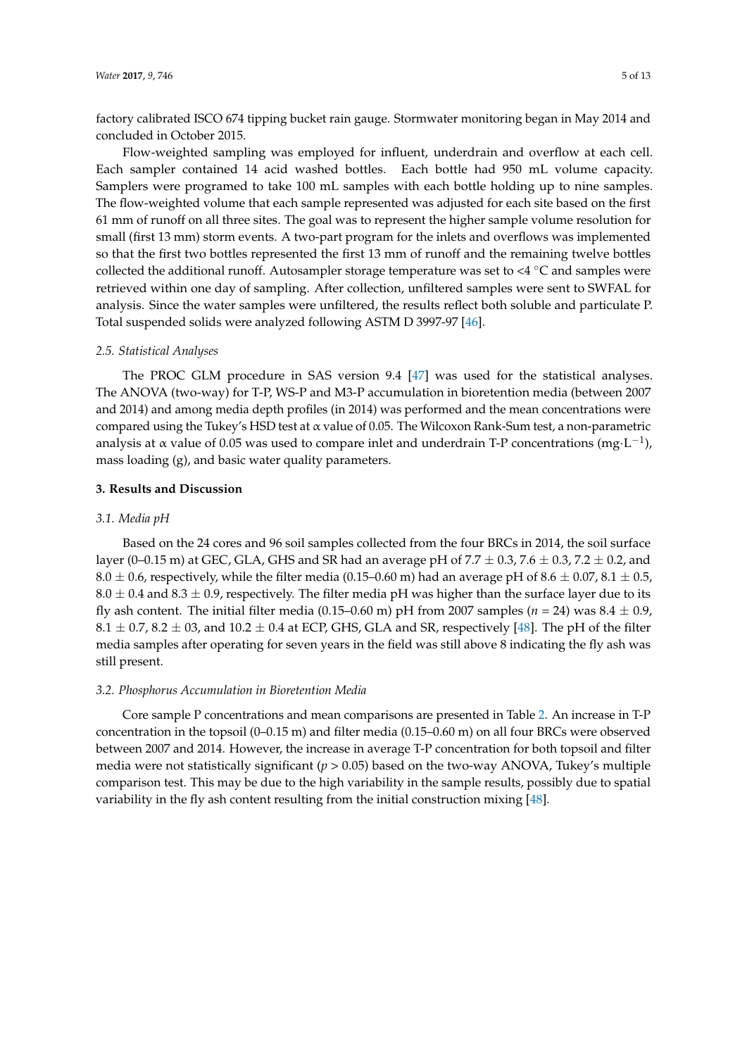factory calibrated ISCO 674 tipping bucket rain gauge. Stormwater monitoring began in May 2014 and concluded in October 2015.

Flow-weighted sampling was employed for influent, underdrain and overflow at each cell. Each sampler contained 14 acid washed bottles. Each bottle had 950 mL volume capacity. Samplers were programed to take 100 mL samples with each bottle holding up to nine samples. The flow-weighted volume that each sample represented was adjusted for each site based on the first 61 mm of runoff on all three sites. The goal was to represent the higher sample volume resolution for small (first 13 mm) storm events. A two-part program for the inlets and overflows was implemented so that the first two bottles represented the first 13 mm of runoff and the remaining twelve bottles collected the additional runoff. Autosampler storage temperature was set to <4 °C and samples were retrieved within one day of sampling. After collection, unfiltered samples were sent to SWFAL for analysis. Since the water samples were unfiltered, the results reflect both soluble and particulate P. Total suspended solids were analyzed following ASTM D 3997-97 [46].

### 2.5. Statistical Analyses

The PROC GLM procedure in SAS version 9.4 [47] was used for the statistical analyses. The ANOVA (two-way) for T-P, WS-P and M3-P accumulation in bioretention media (between 2007 and 2014) and among media depth profiles (in 2014) was performed and the mean concentrations were compared using the Tukey's HSD test at $\alpha$ value of 0.05. The Wilcoxon Rank-Sum test, a non-parametric analysis at $\alpha$ value of 0.05 was used to compare inlet and underdrain T-P concentrations ($mg \cdot L^{-1}$), mass loading (g), and basic water quality parameters.

## 3. Results and Discussion

### 3.1. Media pH

Based on the 24 cores and 96 soil samples collected from the four BRCs in 2014, the soil surface layer (0–0.15 m) at GEC, GLA, GHS and SR had an average pH of 7.7 ± 0.3, 7.6 ± 0.3, 7.2 ± 0.2, and 8.0 ± 0.6, respectively, while the filter media (0.15–0.60 m) had an average pH of 8.6 ± 0.07, 8.1 ± 0.5, 8.0 ± 0.4 and 8.3 ± 0.9, respectively. The filter media pH was higher than the surface layer due to its fly ash content. The initial filter media (0.15–0.60 m) pH from 2007 samples ($n$ = 24) was 8.4 ± 0.9, 8.1 ± 0.7, 8.2 ± 03, and 10.2 ± 0.4 at ECP, GHS, GLA and SR, respectively [48]. The pH of the filter media samples after operating for seven years in the field was still above 8 indicating the fly ash was still present.

### 3.2. Phosphorus Accumulation in Bioretention Media

Core sample P concentrations and mean comparisons are presented in Table 2. An increase in T-P concentration in the topsoil (0–0.15 m) and filter media (0.15–0.60 m) on all four BRCs were observed between 2007 and 2014. However, the increase in average T-P concentration for both topsoil and filter media were not statistically significant ($p > 0.05$) based on the two-way ANOVA, Tukey's multiple comparison test. This may be due to the high variability in the sample results, possibly due to spatial variability in the fly ash content resulting from the initial construction mixing [48].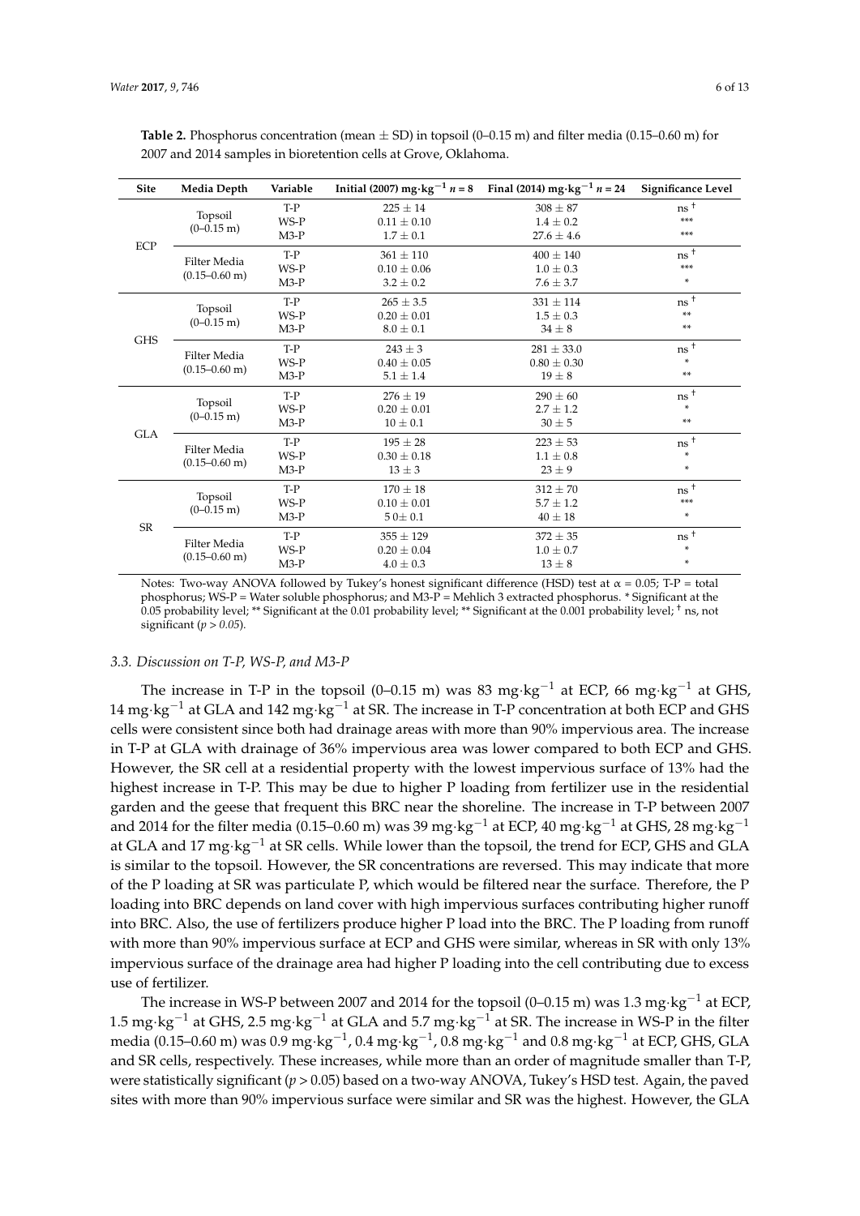**Table 2.** Phosphorus concentration (mean ± SD) in topsoil (0–0.15 m) and filter media (0.15–0.60 m) for 2007 and 2014 samples in bioretention cells at Grove, Oklahoma.

| Site | Media Depth | Variable | Initial (2007) $mg \cdot kg^{-1}$ $n = 8$ | Final (2014) $mg \cdot kg^{-1}$ $n = 24$ | Significance Level |
|---|---|---|---|---|---|
| ECP | Topsoil (0–0.15 m) | T-P | 225 ± 14 | 308 ± 87 | ns [†] |
| | | WS-P | 0.11 ± 0.10 | 1.4 ± 0.2 | *** |
| | | M3-P | 1.7 ± 0.1 | 27.6 ± 4.6 | *** |
| | Filter Media (0.15–0.60 m) | T-P | 361 ± 110 | 400 ± 140 | ns [†] |
| | | WS-P | 0.10 ± 0.06 | 1.0 ± 0.3 | *** |
| | | M3-P | 3.2 ± 0.2 | 7.6 ± 3.7 | * |
| GHS | Topsoil (0–0.15 m) | T-P | 265 ± 3.5 | 331 ± 114 | ns [†] |
| | | WS-P | 0.20 ± 0.01 | 1.5 ± 0.3 | ** |
| | | M3-P | 8.0 ± 0.1 | 34 ± 8 | ** |
| | Filter Media (0.15–0.60 m) | T-P | 243 ± 3 | 281 ± 33.0 | ns [†] |
| | | WS-P | 0.40 ± 0.05 | 0.80 ± 0.30 | * |
| | | M3-P | 5.1 ± 1.4 | 19 ± 8 | ** |
| GLA | Topsoil (0–0.15 m) | T-P | 276 ± 19 | 290 ± 60 | ns [†] |
| | | WS-P | 0.20 ± 0.01 | 2.7 ± 1.2 | * |
| | | M3-P | 10 ± 0.1 | 30 ± 5 | ** |
| | Filter Media (0.15–0.60 m) | T-P | 195 ± 28 | 223 ± 53 | ns [†] |
| | | WS-P | 0.30 ± 0.18 | 1.1 ± 0.8 | * |
| | | M3-P | 13 ± 3 | 23 ± 9 | * |
| SR | Topsoil (0–0.15 m) | T-P | 170 ± 18 | 312 ± 70 | ns [†] |
| | | WS-P | 0.10 ± 0.01 | 5.7 ± 1.2 | *** |
| | | M3-P | 5 0± 0.1 | 40 ± 18 | * |
| | Filter Media (0.15–0.60 m) | T-P | 355 ± 129 | 372 ± 35 | ns [†] |
| | | WS-P | 0.20 ± 0.04 | 1.0 ± 0.7 | * |
| | | M3-P | 4.0 ± 0.3 | 13 ± 8 | * |

Notes: Two-way ANOVA followed by Tukey's honest significant difference (HSD) test at $\alpha = 0.05$; T-P = total phosphorus; WS-P = Water soluble phosphorus; and M3-P = Mehlich 3 extracted phosphorus. * Significant at the 0.05 probability level; ** Significant at the 0.01 probability level; ** Significant at the 0.001 probability level; † ns, not significant (*p* > *0.05*).

### 3.3. Discussion on T-P, WS-P, and M3-P

The increase in T-P in the topsoil (0–0.15 m) was 83 $mg \cdot kg^{-1}$ at ECP, 66 $mg \cdot kg^{-1}$ at GHS, 14 $mg \cdot kg^{-1}$ at GLA and 142 $mg \cdot kg^{-1}$ at SR. The increase in T-P concentration at both ECP and GHS cells were consistent since both had drainage areas with more than 90% impervious area. The increase in T-P at GLA with drainage of 36% impervious area was lower compared to both ECP and GHS. However, the SR cell at a residential property with the lowest impervious surface of 13% had the highest increase in T-P. This may be due to higher P loading from fertilizer use in the residential garden and the geese that frequent this BRC near the shoreline. The increase in T-P between 2007 and 2014 for the filter media (0.15–0.60 m) was 39 $mg \cdot kg^{-1}$ at ECP, 40 $mg \cdot kg^{-1}$ at GHS, 28 $mg \cdot kg^{-1}$ at GLA and 17 $mg \cdot kg^{-1}$ at SR cells. While lower than the topsoil, the trend for ECP, GHS and GLA is similar to the topsoil. However, the SR concentrations are reversed. This may indicate that more of the P loading at SR was particulate P, which would be filtered near the surface. Therefore, the P loading into BRC depends on land cover with high impervious surfaces contributing higher runoff into BRC. Also, the use of fertilizers produce higher P load into the BRC. The P loading from runoff with more than 90% impervious surface at ECP and GHS were similar, whereas in SR with only 13% impervious surface of the drainage area had higher P loading into the cell contributing due to excess use of fertilizer.

The increase in WS-P between 2007 and 2014 for the topsoil (0–0.15 m) was 1.3 $mg \cdot kg^{-1}$ at ECP, 1.5 $mg \cdot kg^{-1}$ at GHS, 2.5 $mg \cdot kg^{-1}$ at GLA and 5.7 $mg \cdot kg^{-1}$ at SR. The increase in WS-P in the filter media (0.15–0.60 m) was 0.9 $mg \cdot kg^{-1}$, 0.4 $mg \cdot kg^{-1}$, 0.8 $mg \cdot kg^{-1}$ and 0.8 $mg \cdot kg^{-1}$ at ECP, GHS, GLA and SR cells, respectively. These increases, while more than an order of magnitude smaller than T-P, were statistically significant ($p > 0.05$) based on a two-way ANOVA, Tukey's HSD test. Again, the paved sites with more than 90% impervious surface were similar and SR was the highest. However, the GLA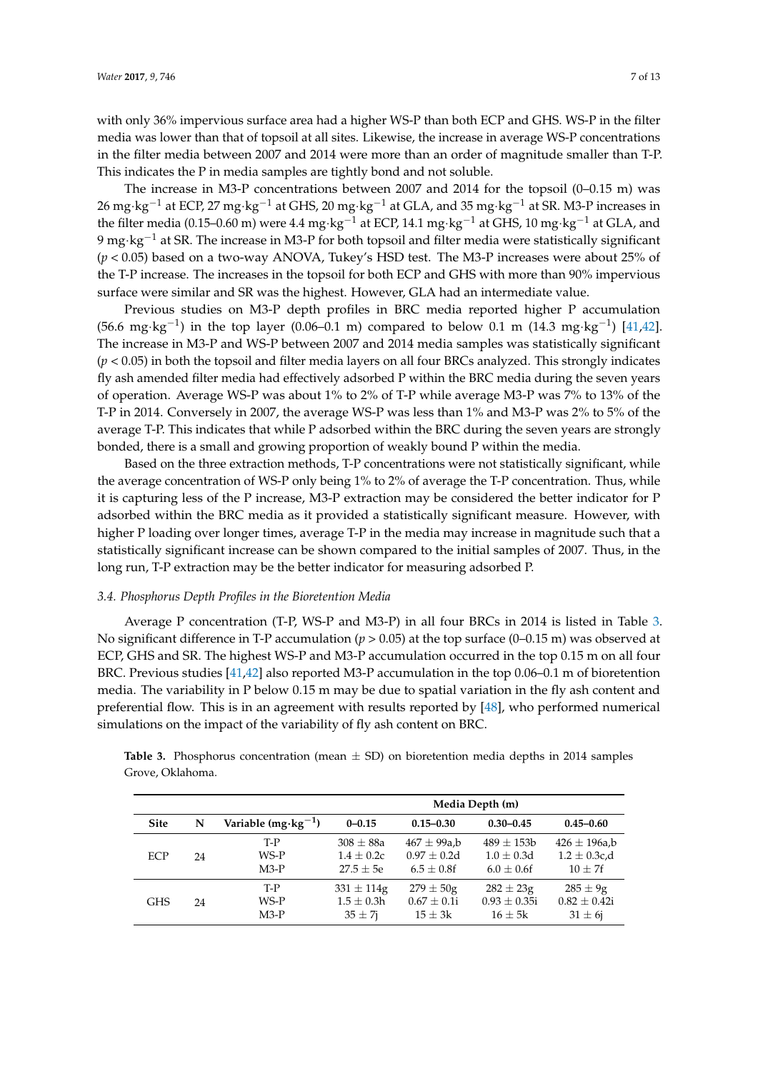with only 36% impervious surface area had a higher WS-P than both ECP and GHS. WS-P in the filter media was lower than that of topsoil at all sites. Likewise, the increase in average WS-P concentrations in the filter media between 2007 and 2014 were more than an order of magnitude smaller than T-P. This indicates the P in media samples are tightly bond and not soluble.

The increase in M3-P concentrations between 2007 and 2014 for the topsoil (0–0.15 m) was 26 $mg \cdot kg^{-1}$ at ECP, 27 $mg \cdot kg^{-1}$ at GHS, 20 $mg \cdot kg^{-1}$ at GLA, and 35 $mg \cdot kg^{-1}$ at SR. M3-P increases in the filter media (0.15–0.60 m) were 4.4 $mg \cdot kg^{-1}$ at ECP, 14.1 $mg \cdot kg^{-1}$ at GHS, 10 $mg \cdot kg^{-1}$ at GLA, and 9 $mg \cdot kg^{-1}$ at SR. The increase in M3-P for both topsoil and filter media were statistically significant ($p < 0.05$) based on a two-way ANOVA, Tukey's HSD test. The M3-P increases were about 25% of the T-P increase. The increases in the topsoil for both ECP and GHS with more than 90% impervious surface were similar and SR was the highest. However, GLA had an intermediate value.

Previous studies on M3-P depth profiles in BRC media reported higher P accumulation (56.6 $mg \cdot kg^{-1}$) in the top layer (0.06–0.1 m) compared to below 0.1 m (14.3 $mg \cdot kg^{-1}$) [41,42]. The increase in M3-P and WS-P between 2007 and 2014 media samples was statistically significant ($p < 0.05$) in both the topsoil and filter media layers on all four BRCs analyzed. This strongly indicates fly ash amended filter media had effectively adsorbed P within the BRC media during the seven years of operation. Average WS-P was about 1% to 2% of T-P while average M3-P was 7% to 13% of the T-P in 2014. Conversely in 2007, the average WS-P was less than 1% and M3-P was 2% to 5% of the average T-P. This indicates that while P adsorbed within the BRC during the seven years are strongly bonded, there is a small and growing proportion of weakly bound P within the media.

Based on the three extraction methods, T-P concentrations were not statistically significant, while the average concentration of WS-P only being 1% to 2% of average the T-P concentration. Thus, while it is capturing less of the P increase, M3-P extraction may be considered the better indicator for P adsorbed within the BRC media as it provided a statistically significant measure. However, with higher P loading over longer times, average T-P in the media may increase in magnitude such that a statistically significant increase can be shown compared to the initial samples of 2007. Thus, in the long run, T-P extraction may be the better indicator for measuring adsorbed P.

### 3.4. Phosphorus Depth Profiles in the Bioretention Media

Average P concentration (T-P, WS-P and M3-P) in all four BRCs in 2014 is listed in Table 3. No significant difference in T-P accumulation ($p > 0.05$) at the top surface (0–0.15 m) was observed at ECP, GHS and SR. The highest WS-P and M3-P accumulation occurred in the top 0.15 m on all four BRC. Previous studies [41,42] also reported M3-P accumulation in the top 0.06–0.1 m of bioretention media. The variability in P below 0.15 m may be due to spatial variation in the fly ash content and preferential flow. This is in an agreement with results reported by [48], who performed numerical simulations on the impact of the variability of fly ash content on BRC.

**Table 3.** Phosphorus concentration (mean ± SD) on bioretention media depths in 2014 samples Grove, Oklahoma.

| | | | Media Depth (m) | | | |
|---|---|---|---|---|---|---|
| **Site** | **N** | **Variable ($mg \cdot kg^{-1}$)** | **0–0.15** | **0.15–0.30** | **0.30–0.45** | **0.45–0.60** |
| ECP | 24 | T-P | 308 ± 88a | 467 ± 99a,b | 489 ± 153b | 426 ± 196a,b |
| | | WS-P | 1.4 ± 0.2c | 0.97 ± 0.2d | 1.0 ± 0.3d | 1.2 ± 0.3c,d |
| | | M3-P | 27.5 ± 5e | 6.5 ± 0.8f | 6.0 ± 0.6f | 10 ± 7f |
| GHS | 24 | T-P | 331 ± 114g | 279 ± 50g | 282 ± 23g | 285 ± 9g |
| | | WS-P | 1.5 ± 0.3h | 0.67 ± 0.1i | 0.93 ± 0.35i | 0.82 ± 0.42i |
| | | M3-P | 35 ± 7j | 15 ± 3k | 16 ± 5k | 31 ± 6j |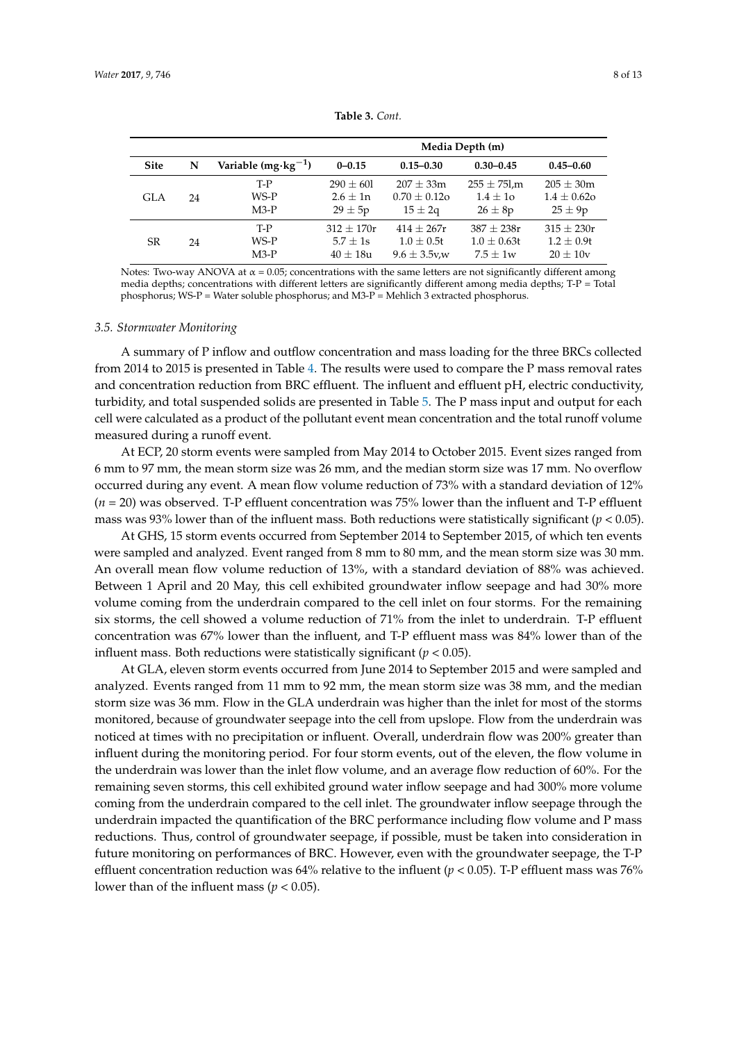**Table 3.** *Cont.*

| Site | N | Variable ($mg \cdot kg^{-1}$) | Media Depth (m) | | | |
|---|---|---|---|---|---|---|
| | | | 0–0.15 | 0.15–0.30 | 0.30–0.45 | 0.45–0.60 |
| GLA | 24 | T-P | 290 ± 60l | 207 ± 33m | 255 ± 75l,m | 205 ± 30m |
| | | WS-P | 2.6 ± 1n | 0.70 ± 0.12o | 1.4 ± 1o | 1.4 ± 0.62o |
| | | M3-P | 29 ± 5p | 15 ± 2q | 26 ± 8p | 25 ± 9p |
| SR | 24 | T-P | 312 ± 170r | 414 ± 267r | 387 ± 238r | 315 ± 230r |
| | | WS-P | 5.7 ± 1s | 1.0 ± 0.5t | 1.0 ± 0.63t | 1.2 ± 0.9t |
| | | M3-P | 40 ± 18u | 9.6 ± 3.5v,w | 7.5 ± 1w | 20 ± 10v |

Notes: Two-way ANOVA at $\alpha = 0.05$; concentrations with the same letters are not significantly different among media depths; concentrations with different letters are significantly different among media depths; T-P = Total phosphorus; WS-P = Water soluble phosphorus; and M3-P = Mehlich 3 extracted phosphorus.

### 3.5. Stormwater Monitoring

A summary of P inflow and outflow concentration and mass loading for the three BRCs collected from 2014 to 2015 is presented in Table 4. The results were used to compare the P mass removal rates and concentration reduction from BRC effluent. The influent and effluent pH, electric conductivity, turbidity, and total suspended solids are presented in Table 5. The P mass input and output for each cell were calculated as a product of the pollutant event mean concentration and the total runoff volume measured during a runoff event.

At ECP, 20 storm events were sampled from May 2014 to October 2015. Event sizes ranged from 6 mm to 97 mm, the mean storm size was 26 mm, and the median storm size was 17 mm. No overflow occurred during any event. A mean flow volume reduction of 73% with a standard deviation of 12% ($n = 20$) was observed. T-P effluent concentration was 75% lower than the influent and T-P effluent mass was 93% lower than of the influent mass. Both reductions were statistically significant ($p < 0.05$).

At GHS, 15 storm events occurred from September 2014 to September 2015, of which ten events were sampled and analyzed. Event ranged from 8 mm to 80 mm, and the mean storm size was 30 mm. An overall mean flow volume reduction of 13%, with a standard deviation of 88% was achieved. Between 1 April and 20 May, this cell exhibited groundwater inflow seepage and had 30% more volume coming from the underdrain compared to the cell inlet on four storms. For the remaining six storms, the cell showed a volume reduction of 71% from the inlet to underdrain. T-P effluent concentration was 67% lower than the influent, and T-P effluent mass was 84% lower than of the influent mass. Both reductions were statistically significant ($p < 0.05$).

At GLA, eleven storm events occurred from June 2014 to September 2015 and were sampled and analyzed. Events ranged from 11 mm to 92 mm, the mean storm size was 38 mm, and the median storm size was 36 mm. Flow in the GLA underdrain was higher than the inlet for most of the storms monitored, because of groundwater seepage into the cell from upslope. Flow from the underdrain was noticed at times with no precipitation or influent. Overall, underdrain flow was 200% greater than influent during the monitoring period. For four storm events, out of the eleven, the flow volume in the underdrain was lower than the inlet flow volume, and an average flow reduction of 60%. For the remaining seven storms, this cell exhibited ground water inflow seepage and had 300% more volume coming from the underdrain compared to the cell inlet. The groundwater inflow seepage through the underdrain impacted the quantification of the BRC performance including flow volume and P mass reductions. Thus, control of groundwater seepage, if possible, must be taken into consideration in future monitoring on performances of BRC. However, even with the groundwater seepage, the T-P effluent concentration reduction was 64% relative to the influent ($p < 0.05$). T-P effluent mass was 76% lower than of the influent mass ($p < 0.05$).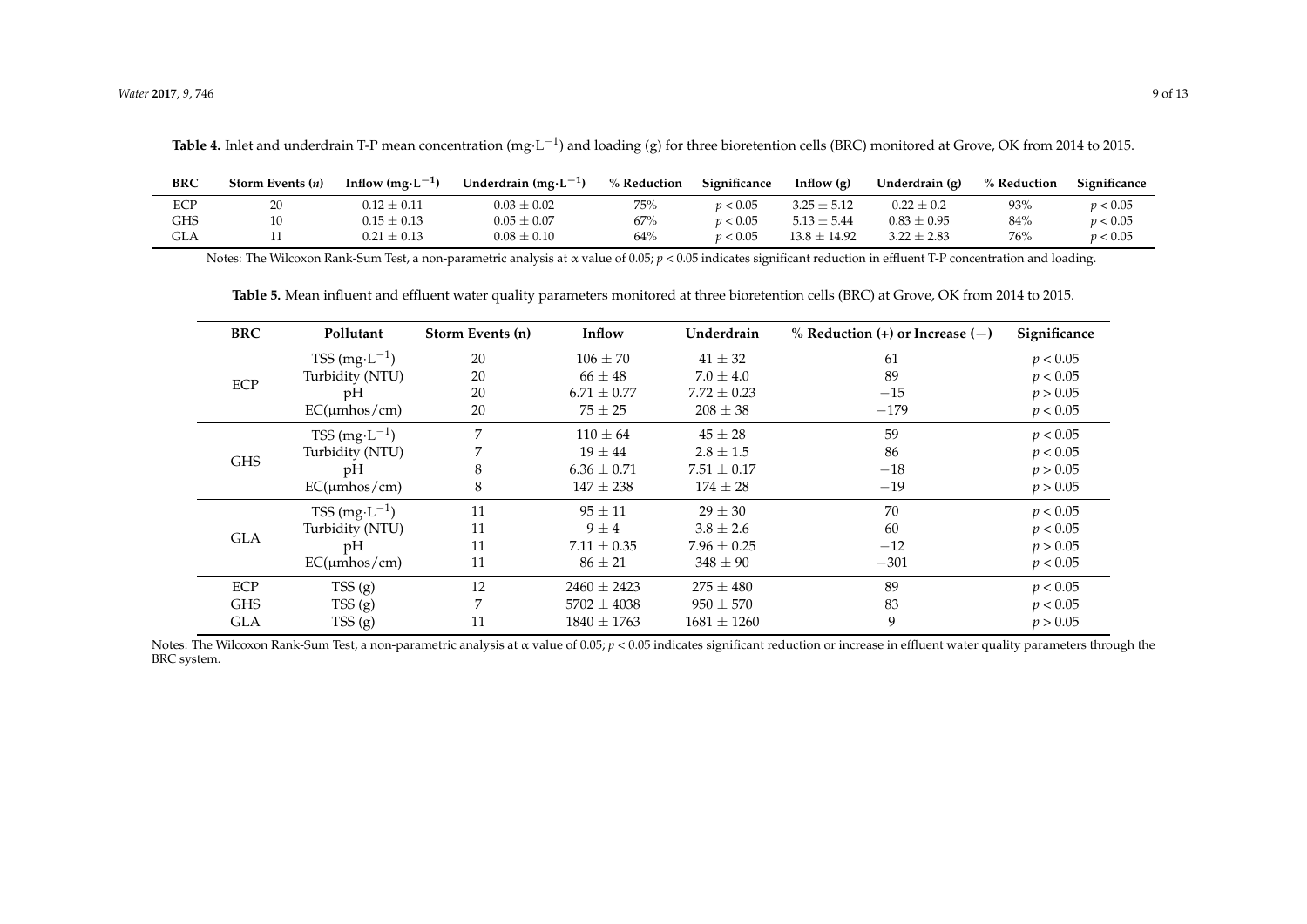**Table 4.** Inlet and underdrain T-P mean concentration ($mg \cdot L^{-1}$) and loading (g) for three bioretention cells (BRC) monitored at Grove, OK from 2014 to 2015.

| BRC | Storm Events (*n*) | Inflow ($mg \cdot L^{-1}$) | Underdrain ($mg \cdot L^{-1}$) | % Reduction | Significance | Inflow (g) | Underdrain (g) | % Reduction | Significance |
|---|---|---|---|---|---|---|---|---|---|
| ECP | 20 | $0.12 \pm 0.11$ | $0.03 \pm 0.02$ | 75% | $p < 0.05$ | $3.25 \pm 5.12$ | $0.22 \pm 0.2$ | 93% | $p < 0.05$ |
| GHS | 10 | $0.15 \pm 0.13$ | $0.05 \pm 0.07$ | 67% | $p < 0.05$ | $5.13 \pm 5.44$ | $0.83 \pm 0.95$ | 84% | $p < 0.05$ |
| GLA | 11 | $0.21 \pm 0.13$ | $0.08 \pm 0.10$ | 64% | $p < 0.05$ | $13.8 \pm 14.92$ | $3.22 \pm 2.83$ | 76% | $p < 0.05$ |

Notes: The Wilcoxon Rank-Sum Test, a non-parametric analysis at $\alpha$ value of 0.05; $p < 0.05$ indicates significant reduction in effluent T-P concentration and loading.

**Table 5.** Mean influent and effluent water quality parameters monitored at three bioretention cells (BRC) at Grove, OK from 2014 to 2015.

| BRC | Pollutant | Storm Events (n) | Inflow | Underdrain | % Reduction (+) or Increase (−) | Significance |
|---|---|---|---|---|---|---|
| ECP | TSS ($mg \cdot L^{-1}$) | 20 | $106 \pm 70$ | $41 \pm 32$ | 61 | $p < 0.05$ |
| | Turbidity (NTU) | 20 | $66 \pm 48$ | $7.0 \pm 4.0$ | 89 | $p < 0.05$ |
| | pH | 20 | $6.71 \pm 0.77$ | $7.72 \pm 0.23$ | −15 | $p > 0.05$ |
| | EC(μmhos/cm) | 20 | $75 \pm 25$ | $208 \pm 38$ | −179 | $p < 0.05$ |
| GHS | TSS ($mg \cdot L^{-1}$) | 7 | $110 \pm 64$ | $45 \pm 28$ | 59 | $p < 0.05$ |
| | Turbidity (NTU) | 7 | $19 \pm 44$ | $2.8 \pm 1.5$ | 86 | $p < 0.05$ |
| | pH | 8 | $6.36 \pm 0.71$ | $7.51 \pm 0.17$ | −18 | $p > 0.05$ |
| | EC(μmhos/cm) | 8 | $147 \pm 238$ | $174 \pm 28$ | −19 | $p > 0.05$ |
| GLA | TSS ($mg \cdot L^{-1}$) | 11 | $95 \pm 11$ | $29 \pm 30$ | 70 | $p < 0.05$ |
| | Turbidity (NTU) | 11 | $9 \pm 4$ | $3.8 \pm 2.6$ | 60 | $p < 0.05$ |
| | pH | 11 | $7.11 \pm 0.35$ | $7.96 \pm 0.25$ | −12 | $p > 0.05$ |
| | EC(μmhos/cm) | 11 | $86 \pm 21$ | $348 \pm 90$ | −301 | $p < 0.05$ |
| ECP | TSS (g) | 12 | $2460 \pm 2423$ | $275 \pm 480$ | 89 | $p < 0.05$ |
| GHS | TSS (g) | 7 | $5702 \pm 4038$ | $950 \pm 570$ | 83 | $p < 0.05$ |
| GLA | TSS (g) | 11 | $1840 \pm 1763$ | $1681 \pm 1260$ | 9 | $p > 0.05$ |

Notes: The Wilcoxon Rank-Sum Test, a non-parametric analysis at $\alpha$ value of 0.05; $p < 0.05$ indicates significant reduction or increase in effluent water quality parameters through the BRC system.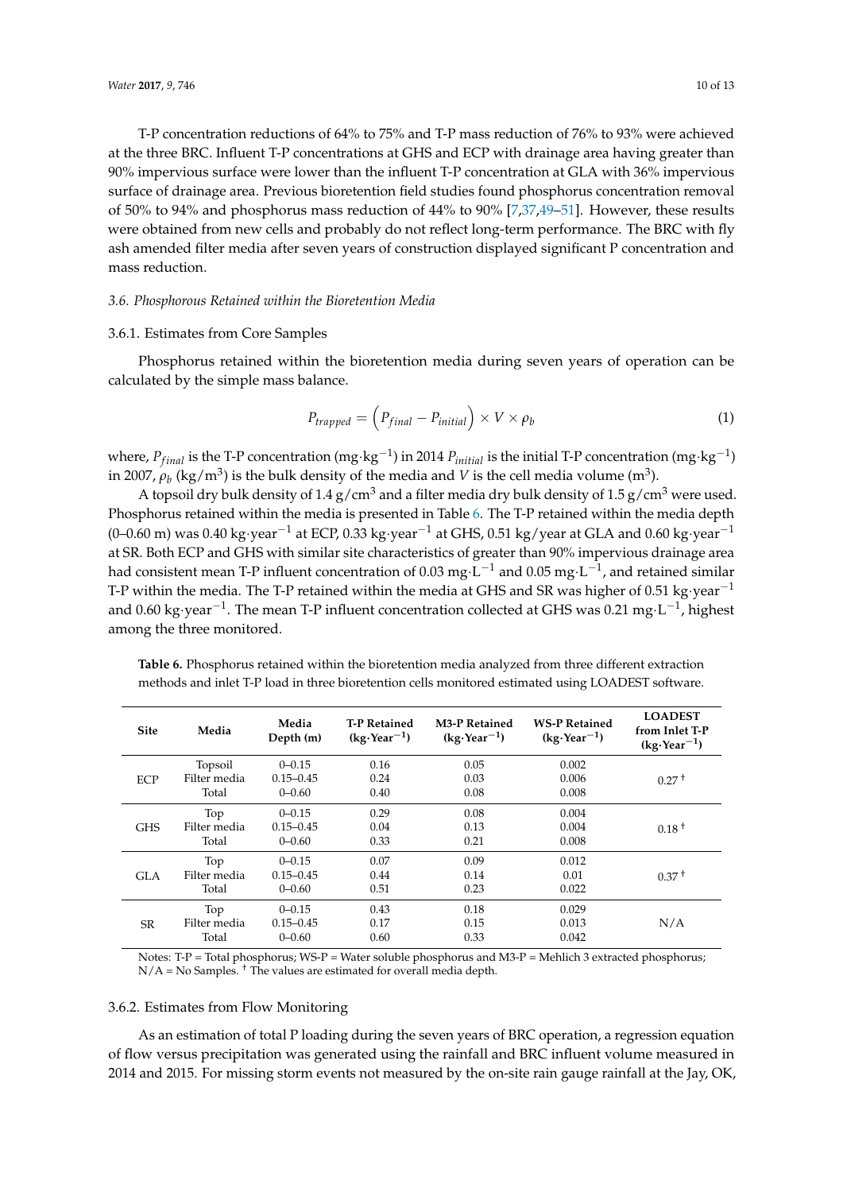T-P concentration reductions of 64% to 75% and T-P mass reduction of 76% to 93% were achieved at the three BRC. Influent T-P concentrations at GHS and ECP with drainage area having greater than 90% impervious surface were lower than the influent T-P concentration at GLA with 36% impervious surface of drainage area. Previous bioretention field studies found phosphorus concentration removal of 50% to 94% and phosphorus mass reduction of 44% to 90% [7,37,49–51]. However, these results were obtained from new cells and probably do not reflect long-term performance. The BRC with fly ash amended filter media after seven years of construction displayed significant P concentration and mass reduction.

### *3.6. Phosphorous Retained within the Bioretention Media*

#### 3.6.1. Estimates from Core Samples

Phosphorus retained within the bioretention media during seven years of operation can be calculated by the simple mass balance.

$$P_{trapped} = \left(P_{final} - P_{initial}\right) \times V \times \rho_b \tag{1}$$

where, $P_{final}$ is the T-P concentration (mg·kg$^{-1}$) in 2014 $P_{initial}$ is the initial T-P concentration (mg·kg$^{-1}$) in 2007, $\rho_b$ (kg/m$^3$) is the bulk density of the media and $V$ is the cell media volume (m$^3$).

A topsoil dry bulk density of 1.4 g/cm$^3$ and a filter media dry bulk density of 1.5 g/cm$^3$ were used. Phosphorus retained within the media is presented in Table 6. The T-P retained within the media depth (0–0.60 m) was 0.40 kg·year$^{-1}$ at ECP, 0.33 kg·year$^{-1}$ at GHS, 0.51 kg/year at GLA and 0.60 kg·year$^{-1}$ at SR. Both ECP and GHS with similar site characteristics of greater than 90% impervious drainage area had consistent mean T-P influent concentration of 0.03 mg·L$^{-1}$ and 0.05 mg·L$^{-1}$, and retained similar T-P within the media. The T-P retained within the media at GHS and SR was higher of 0.51 kg·year$^{-1}$ and 0.60 kg·year$^{-1}$. The mean T-P influent concentration collected at GHS was 0.21 mg·L$^{-1}$, highest among the three monitored.

**Table 6.** Phosphorus retained within the bioretention media analyzed from three different extraction methods and inlet T-P load in three bioretention cells monitored estimated using LOADEST software.

| Site | Media | Media Depth (m) | T-P Retained (kg·Year$^{-1}$) | M3-P Retained (kg·Year$^{-1}$) | WS-P Retained (kg·Year$^{-1}$) | LOADEST from Inlet T-P (kg·Year$^{-1}$) |
|---|---|---|---|---|---|---|
| ECP | Topsoil | 0–0.15 | 0.16 | 0.05 | 0.002 | 0.27 † |
| | Filter media | 0.15–0.45 | 0.24 | 0.03 | 0.006 | |
| | Total | 0–0.60 | 0.40 | 0.08 | 0.008 | |
| GHS | Top | 0–0.15 | 0.29 | 0.08 | 0.004 | 0.18 † |
| | Filter media | 0.15–0.45 | 0.04 | 0.13 | 0.004 | |
| | Total | 0–0.60 | 0.33 | 0.21 | 0.008 | |
| GLA | Top | 0–0.15 | 0.07 | 0.09 | 0.012 | 0.37 † |
| | Filter media | 0.15–0.45 | 0.44 | 0.14 | 0.01 | |
| | Total | 0–0.60 | 0.51 | 0.23 | 0.022 | |
| SR | Top | 0–0.15 | 0.43 | 0.18 | 0.029 | N/A |
| | Filter media | 0.15–0.45 | 0.17 | 0.15 | 0.013 | |
| | Total | 0–0.60 | 0.60 | 0.33 | 0.042 | |

Notes: T-P = Total phosphorus; WS-P = Water soluble phosphorus and M3-P = Mehlich 3 extracted phosphorus; N/A = No Samples. † The values are estimated for overall media depth.

#### 3.6.2. Estimates from Flow Monitoring

As an estimation of total P loading during the seven years of BRC operation, a regression equation of flow versus precipitation was generated using the rainfall and BRC influent volume measured in 2014 and 2015. For missing storm events not measured by the on-site rain gauge rainfall at the Jay, OK,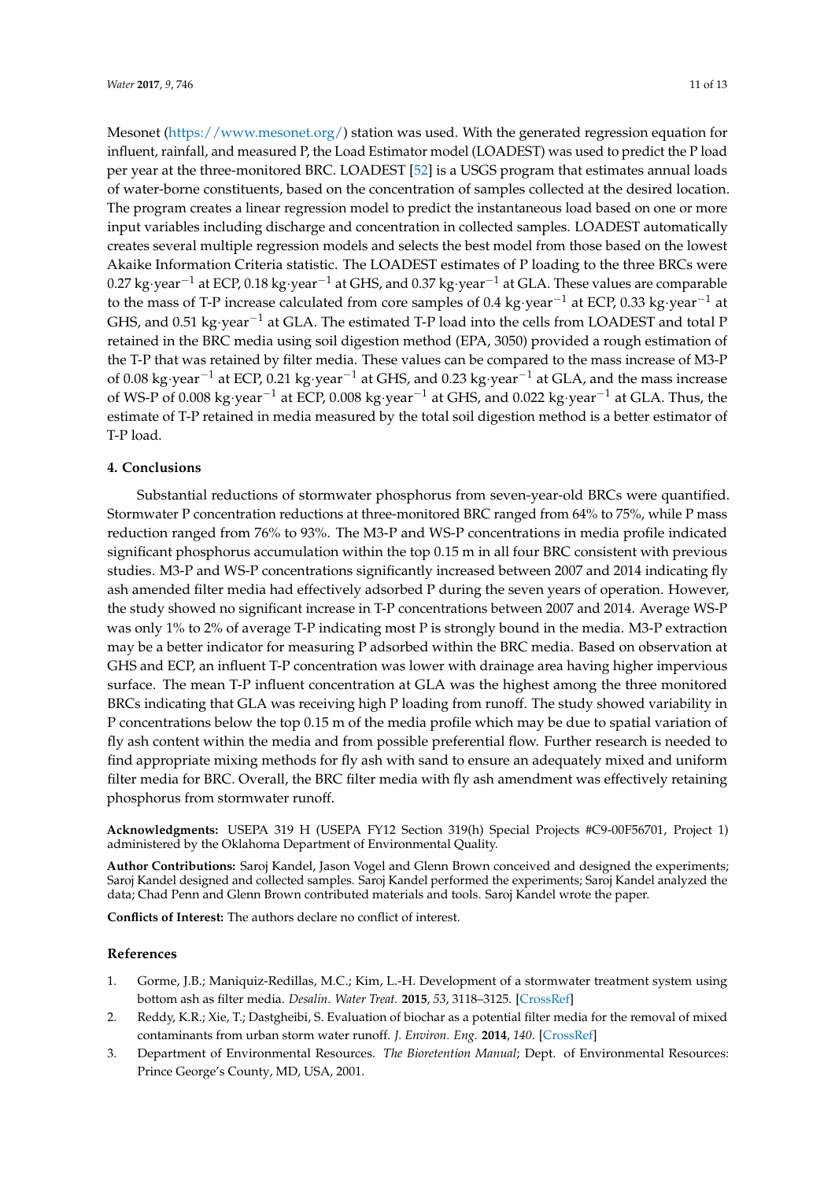Mesonet (https://www.mesonet.org/) station was used. With the generated regression equation for influent, rainfall, and measured P, the Load Estimator model (LOADEST) was used to predict the P load per year at the three-monitored BRC. LOADEST [52] is a USGS program that estimates annual loads of water-borne constituents, based on the concentration of samples collected at the desired location. The program creates a linear regression model to predict the instantaneous load based on one or more input variables including discharge and concentration in collected samples. LOADEST automatically creates several multiple regression models and selects the best model from those based on the lowest Akaike Information Criteria statistic. The LOADEST estimates of P loading to the three BRCs were 0.27 kg·year$^{-1}$ at ECP, 0.18 kg·year$^{-1}$ at GHS, and 0.37 kg·year$^{-1}$ at GLA. These values are comparable to the mass of T-P increase calculated from core samples of 0.4 kg·year$^{-1}$ at ECP, 0.33 kg·year$^{-1}$ at GHS, and 0.51 kg·year$^{-1}$ at GLA. The estimated T-P load into the cells from LOADEST and total P retained in the BRC media using soil digestion method (EPA, 3050) provided a rough estimation of the T-P that was retained by filter media. These values can be compared to the mass increase of M3-P of 0.08 kg·year$^{-1}$ at ECP, 0.21 kg·year$^{-1}$ at GHS, and 0.23 kg·year$^{-1}$ at GLA, and the mass increase of WS-P of 0.008 kg·year$^{-1}$ at ECP, 0.008 kg·year$^{-1}$ at GHS, and 0.022 kg·year$^{-1}$ at GLA. Thus, the estimate of T-P retained in media measured by the total soil digestion method is a better estimator of T-P load.

## 4. Conclusions

Substantial reductions of stormwater phosphorus from seven-year-old BRCs were quantified. Stormwater P concentration reductions at three-monitored BRC ranged from 64% to 75%, while P mass reduction ranged from 76% to 93%. The M3-P and WS-P concentrations in media profile indicated significant phosphorus accumulation within the top 0.15 m in all four BRC consistent with previous studies. M3-P and WS-P concentrations significantly increased between 2007 and 2014 indicating fly ash amended filter media had effectively adsorbed P during the seven years of operation. However, the study showed no significant increase in T-P concentrations between 2007 and 2014. Average WS-P was only 1% to 2% of average T-P indicating most P is strongly bound in the media. M3-P extraction may be a better indicator for measuring P adsorbed within the BRC media. Based on observation at GHS and ECP, an influent T-P concentration was lower with drainage area having higher impervious surface. The mean T-P influent concentration at GLA was the highest among the three monitored BRCs indicating that GLA was receiving high P loading from runoff. The study showed variability in P concentrations below the top 0.15 m of the media profile which may be due to spatial variation of fly ash content within the media and from possible preferential flow. Further research is needed to find appropriate mixing methods for fly ash with sand to ensure an adequately mixed and uniform filter media for BRC. Overall, the BRC filter media with fly ash amendment was effectively retaining phosphorus from stormwater runoff.

**Acknowledgments:** USEPA 319 H (USEPA FY12 Section 319(h) Special Projects #C9-00F56701, Project 1) administered by the Oklahoma Department of Environmental Quality.

**Author Contributions:** Saroj Kandel, Jason Vogel and Glenn Brown conceived and designed the experiments; Saroj Kandel designed and collected samples. Saroj Kandel performed the experiments; Saroj Kandel analyzed the data; Chad Penn and Glenn Brown contributed materials and tools. Saroj Kandel wrote the paper.

**Conflicts of Interest:** The authors declare no conflict of interest.

## References

1. Gorme, J.B.; Maniquiz-Redillas, M.C.; Kim, L.-H. Development of a stormwater treatment system using bottom ash as filter media. *Desalin. Water Treat.* **2015**, *53*, 3118–3125. [CrossRef]
2. Reddy, K.R.; Xie, T.; Dastgheibi, S. Evaluation of biochar as a potential filter media for the removal of mixed contaminants from urban storm water runoff. *J. Environ. Eng.* **2014**, *140*. [CrossRef]
3. Department of Environmental Resources. *The Bioretention Manual*; Dept. of Environmental Resources: Prince George's County, MD, USA, 2001.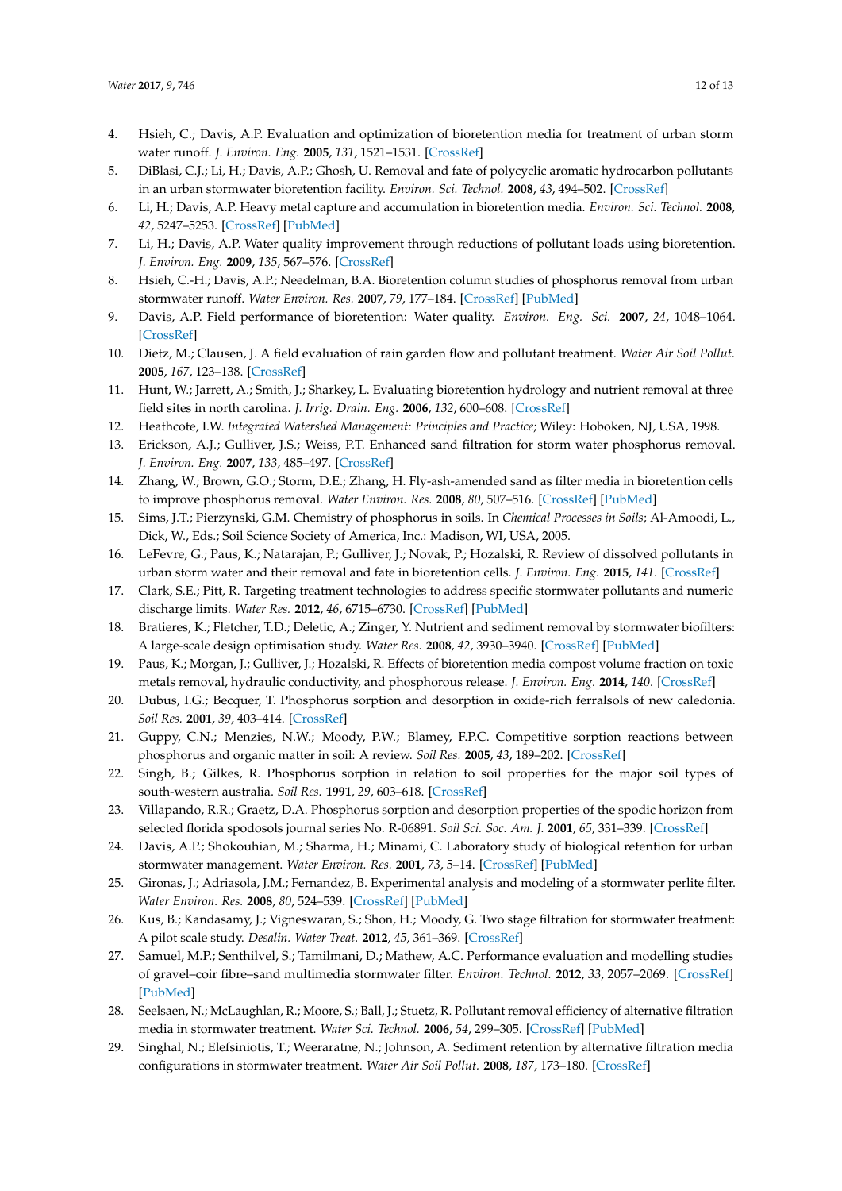4. Hsieh, C.; Davis, A.P. Evaluation and optimization of bioretention media for treatment of urban storm water runoff. *J. Environ. Eng.* **2005**, *131*, 1521–1531. [CrossRef]
5. DiBlasi, C.J.; Li, H.; Davis, A.P.; Ghosh, U. Removal and fate of polycyclic aromatic hydrocarbon pollutants in an urban stormwater bioretention facility. *Environ. Sci. Technol.* **2008**, *43*, 494–502. [CrossRef]
6. Li, H.; Davis, A.P. Heavy metal capture and accumulation in bioretention media. *Environ. Sci. Technol.* **2008**, *42*, 5247–5253. [CrossRef] [PubMed]
7. Li, H.; Davis, A.P. Water quality improvement through reductions of pollutant loads using bioretention. *J. Environ. Eng.* **2009**, *135*, 567–576. [CrossRef]
8. Hsieh, C.-H.; Davis, A.P.; Needelman, B.A. Bioretention column studies of phosphorus removal from urban stormwater runoff. *Water Environ. Res.* **2007**, *79*, 177–184. [CrossRef] [PubMed]
9. Davis, A.P. Field performance of bioretention: Water quality. *Environ. Eng. Sci.* **2007**, *24*, 1048–1064. [CrossRef]
10. Dietz, M.; Clausen, J. A field evaluation of rain garden flow and pollutant treatment. *Water Air Soil Pollut.* **2005**, *167*, 123–138. [CrossRef]
11. Hunt, W.; Jarrett, A.; Smith, J.; Sharkey, L. Evaluating bioretention hydrology and nutrient removal at three field sites in north carolina. *J. Irrig. Drain. Eng.* **2006**, *132*, 600–608. [CrossRef]
12. Heathcote, I.W. *Integrated Watershed Management: Principles and Practice*; Wiley: Hoboken, NJ, USA, 1998.
13. Erickson, A.J.; Gulliver, J.S.; Weiss, P.T. Enhanced sand filtration for storm water phosphorus removal. *J. Environ. Eng.* **2007**, *133*, 485–497. [CrossRef]
14. Zhang, W.; Brown, G.O.; Storm, D.E.; Zhang, H. Fly-ash-amended sand as filter media in bioretention cells to improve phosphorus removal. *Water Environ. Res.* **2008**, *80*, 507–516. [CrossRef] [PubMed]
15. Sims, J.T.; Pierzynski, G.M. Chemistry of phosphorus in soils. In *Chemical Processes in Soils*; Al-Amoodi, L., Dick, W., Eds.; Soil Science Society of America, Inc.: Madison, WI, USA, 2005.
16. LeFevre, G.; Paus, K.; Natarajan, P.; Gulliver, J.; Novak, P.; Hozalski, R. Review of dissolved pollutants in urban storm water and their removal and fate in bioretention cells. *J. Environ. Eng.* **2015**, *141*. [CrossRef]
17. Clark, S.E.; Pitt, R. Targeting treatment technologies to address specific stormwater pollutants and numeric discharge limits. *Water Res.* **2012**, *46*, 6715–6730. [CrossRef] [PubMed]
18. Bratieres, K.; Fletcher, T.D.; Deletic, A.; Zinger, Y. Nutrient and sediment removal by stormwater biofilters: A large-scale design optimisation study. *Water Res.* **2008**, *42*, 3930–3940. [CrossRef] [PubMed]
19. Paus, K.; Morgan, J.; Gulliver, J.; Hozalski, R. Effects of bioretention media compost volume fraction on toxic metals removal, hydraulic conductivity, and phosphorous release. *J. Environ. Eng.* **2014**, *140*. [CrossRef]
20. Dubus, I.G.; Becquer, T. Phosphorus sorption and desorption in oxide-rich ferralsols of new caledonia. *Soil Res.* **2001**, *39*, 403–414. [CrossRef]
21. Guppy, C.N.; Menzies, N.W.; Moody, P.W.; Blamey, F.P.C. Competitive sorption reactions between phosphorus and organic matter in soil: A review. *Soil Res.* **2005**, *43*, 189–202. [CrossRef]
22. Singh, B.; Gilkes, R. Phosphorus sorption in relation to soil properties for the major soil types of south-western australia. *Soil Res.* **1991**, *29*, 603–618. [CrossRef]
23. Villapando, R.R.; Graetz, D.A. Phosphorus sorption and desorption properties of the spodic horizon from selected florida spodosols journal series No. R-06891. *Soil Sci. Soc. Am. J.* **2001**, *65*, 331–339. [CrossRef]
24. Davis, A.P.; Shokouhian, M.; Sharma, H.; Minami, C. Laboratory study of biological retention for urban stormwater management. *Water Environ. Res.* **2001**, *73*, 5–14. [CrossRef] [PubMed]
25. Gironas, J.; Adriasola, J.M.; Fernandez, B. Experimental analysis and modeling of a stormwater perlite filter. *Water Environ. Res.* **2008**, *80*, 524–539. [CrossRef] [PubMed]
26. Kus, B.; Kandasamy, J.; Vigneswaran, S.; Shon, H.; Moody, G. Two stage filtration for stormwater treatment: A pilot scale study. *Desalin. Water Treat.* **2012**, *45*, 361–369. [CrossRef]
27. Samuel, M.P.; Senthilvel, S.; Tamilmani, D.; Mathew, A.C. Performance evaluation and modelling studies of gravel–coir fibre–sand multimedia stormwater filter. *Environ. Technol.* **2012**, *33*, 2057–2069. [CrossRef] [PubMed]
28. Seelsaen, N.; McLaughlan, R.; Moore, S.; Ball, J.; Stuetz, R. Pollutant removal efficiency of alternative filtration media in stormwater treatment. *Water Sci. Technol.* **2006**, *54*, 299–305. [CrossRef] [PubMed]
29. Singhal, N.; Elefsiniotis, T.; Weeraratne, N.; Johnson, A. Sediment retention by alternative filtration media configurations in stormwater treatment. *Water Air Soil Pollut.* **2008**, *187*, 173–180. [CrossRef]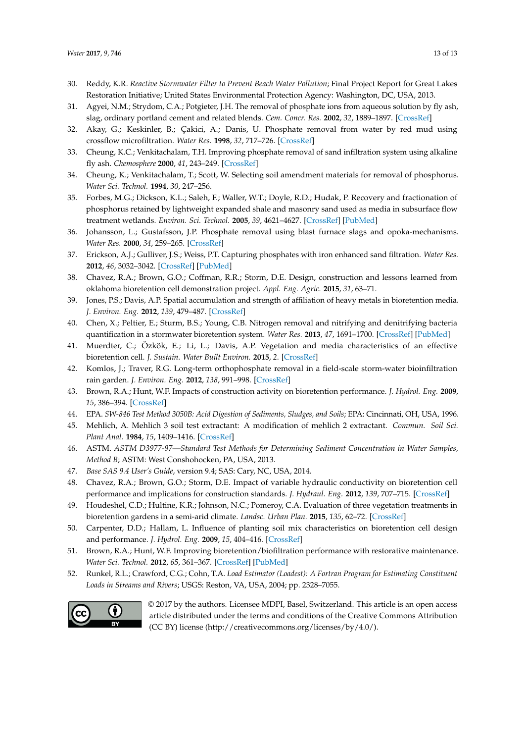30. Reddy, K.R. *Reactive Stormwater Filter to Prevent Beach Water Pollution*; Final Project Report for Great Lakes Restoration Initiative; United States Environmental Protection Agency: Washington, DC, USA, 2013.
31. Agyei, N.M.; Strydom, C.A.; Potgieter, J.H. The removal of phosphate ions from aqueous solution by fly ash, slag, ordinary portland cement and related blends. *Cem. Concr. Res.* **2002**, *32*, 1889–1897. [CrossRef]
32. Akay, G.; Keskinler, B.; Çakici, A.; Danis, U. Phosphate removal from water by red mud using crossflow microfiltration. *Water Res.* **1998**, *32*, 717–726. [CrossRef]
33. Cheung, K.C.; Venkitachalam, T.H. Improving phosphate removal of sand infiltration system using alkaline fly ash. *Chemosphere* **2000**, *41*, 243–249. [CrossRef]
34. Cheung, K.; Venkitachalam, T.; Scott, W. Selecting soil amendment materials for removal of phosphorus. *Water Sci. Technol.* **1994**, *30*, 247–256.
35. Forbes, M.G.; Dickson, K.L.; Saleh, F.; Waller, W.T.; Doyle, R.D.; Hudak, P. Recovery and fractionation of phosphorus retained by lightweight expanded shale and masonry sand used as media in subsurface flow treatment wetlands. *Environ. Sci. Technol.* **2005**, *39*, 4621–4627. [CrossRef] [PubMed]
36. Johansson, L.; Gustafsson, J.P. Phosphate removal using blast furnace slags and opoka-mechanisms. *Water Res.* **2000**, *34*, 259–265. [CrossRef]
37. Erickson, A.J.; Gulliver, J.S.; Weiss, P.T. Capturing phosphates with iron enhanced sand filtration. *Water Res.* **2012**, *46*, 3032–3042. [CrossRef] [PubMed]
38. Chavez, R.A.; Brown, G.O.; Coffman, R.R.; Storm, D.E. Design, construction and lessons learned from oklahoma bioretention cell demonstration project. *Appl. Eng. Agric.* **2015**, *31*, 63–71.
39. Jones, P.S.; Davis, A.P. Spatial accumulation and strength of affiliation of heavy metals in bioretention media. *J. Environ. Eng.* **2012**, *139*, 479–487. [CrossRef]
40. Chen, X.; Peltier, E.; Sturm, B.S.; Young, C.B. Nitrogen removal and nitrifying and denitrifying bacteria quantification in a stormwater bioretention system. *Water Res.* **2013**, *47*, 1691–1700. [CrossRef] [PubMed]
41. Muerdter, C.; Özkök, E.; Li, L.; Davis, A.P. Vegetation and media characteristics of an effective bioretention cell. *J. Sustain. Water Built Environ.* **2015**, *2*. [CrossRef]
42. Komlos, J.; Traver, R.G. Long-term orthophosphate removal in a field-scale storm-water bioinfiltration rain garden. *J. Environ. Eng.* **2012**, *138*, 991–998. [CrossRef]
43. Brown, R.A.; Hunt, W.F. Impacts of construction activity on bioretention performance. *J. Hydrol. Eng.* **2009**, *15*, 386–394. [CrossRef]
44. EPA. *SW-846 Test Method 3050B: Acid Digestion of Sediments, Sludges, and Soils*; EPA: Cincinnati, OH, USA, 1996.
45. Mehlich, A. Mehlich 3 soil test extractant: A modification of mehlich 2 extractant. *Commun. Soil Sci. Plant Anal.* **1984**, *15*, 1409–1416. [CrossRef]
46. ASTM. *ASTM D3977-97—Standard Test Methods for Determining Sediment Concentration in Water Samples, Method B*; ASTM: West Conshohocken, PA, USA, 2013.
47. *Base SAS 9.4 User's Guide*, version 9.4; SAS: Cary, NC, USA, 2014.
48. Chavez, R.A.; Brown, G.O.; Storm, D.E. Impact of variable hydraulic conductivity on bioretention cell performance and implications for construction standards. *J. Hydraul. Eng.* **2012**, *139*, 707–715. [CrossRef]
49. Houdeshel, C.D.; Hultine, K.R.; Johnson, N.C.; Pomeroy, C.A. Evaluation of three vegetation treatments in bioretention gardens in a semi-arid climate. *Landsc. Urban Plan.* **2015**, *135*, 62–72. [CrossRef]
50. Carpenter, D.D.; Hallam, L. Influence of planting soil mix characteristics on bioretention cell design and performance. *J. Hydrol. Eng.* **2009**, *15*, 404–416. [CrossRef]
51. Brown, R.A.; Hunt, W.F. Improving bioretention/biofiltration performance with restorative maintenance. *Water Sci. Technol.* **2012**, *65*, 361–367. [CrossRef] [PubMed]
52. Runkel, R.L.; Crawford, C.G.; Cohn, T.A. *Load Estimator (Loadest): A Fortran Program for Estimating Constituent Loads in Streams and Rivers*; USGS: Reston, VA, USA, 2004; pp. 2328–7055.

© 2017 by the authors. Licensee MDPI, Basel, Switzerland. This article is an open access article distributed under the terms and conditions of the Creative Commons Attribution (CC BY) license (http://creativecommons.org/licenses/by/4.0/).